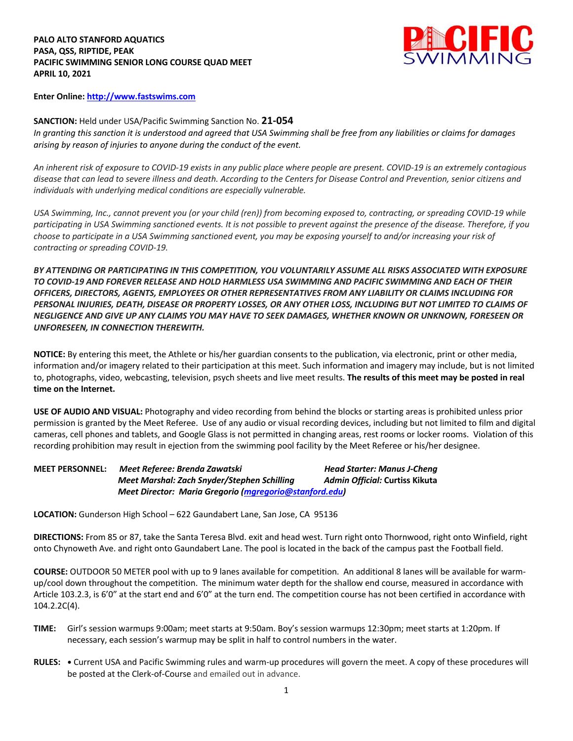**PALO ALTO STANFORD AQUATICS**
**PASA, QSS, RIPTIDE, PEAK**
**PACIFIC SWIMMING SENIOR LONG COURSE QUAD MEET**
**APRIL 10, 2021**

**Enter Online: [http://www.fastswims.com](http://www.fastswims.com)**

**SANCTION:** Held under USA/Pacific Swimming Sanction No. **21-054**
*In granting this sanction it is understood and agreed that USA Swimming shall be free from any liabilities or claims for damages arising by reason of injuries to anyone during the conduct of the event.*

*An inherent risk of exposure to COVID-19 exists in any public place where people are present. COVID-19 is an extremely contagious disease that can lead to severe illness and death. According to the Centers for Disease Control and Prevention, senior citizens and individuals with underlying medical conditions are especially vulnerable.*

*USA Swimming, Inc., cannot prevent you (or your child (ren)) from becoming exposed to, contracting, or spreading COVID-19 while participating in USA Swimming sanctioned events. It is not possible to prevent against the presence of the disease. Therefore, if you choose to participate in a USA Swimming sanctioned event, you may be exposing yourself to and/or increasing your risk of contracting or spreading COVID-19.*

***BY ATTENDING OR PARTICIPATING IN THIS COMPETITION, YOU VOLUNTARILY ASSUME ALL RISKS ASSOCIATED WITH EXPOSURE TO COVID-19 AND FOREVER RELEASE AND HOLD HARMLESS USA SWIMMING AND PACIFIC SWIMMING AND EACH OF THEIR OFFICERS, DIRECTORS, AGENTS, EMPLOYEES OR OTHER REPRESENTATIVES FROM ANY LIABILITY OR CLAIMS INCLUDING FOR PERSONAL INJURIES, DEATH, DISEASE OR PROPERTY LOSSES, OR ANY OTHER LOSS, INCLUDING BUT NOT LIMITED TO CLAIMS OF NEGLIGENCE AND GIVE UP ANY CLAIMS YOU MAY HAVE TO SEEK DAMAGES, WHETHER KNOWN OR UNKNOWN, FORESEEN OR UNFORESEEN, IN CONNECTION THEREWITH.***

**NOTICE:** By entering this meet, the Athlete or his/her guardian consents to the publication, via electronic, print or other media, information and/or imagery related to their participation at this meet. Such information and imagery may include, but is not limited to, photographs, video, webcasting, television, psych sheets and live meet results. **The results of this meet may be posted in real time on the Internet.**

**USE OF AUDIO AND VISUAL:** Photography and video recording from behind the blocks or starting areas is prohibited unless prior permission is granted by the Meet Referee. Use of any audio or visual recording devices, including but not limited to film and digital cameras, cell phones and tablets, and Google Glass is not permitted in changing areas, rest rooms or locker rooms. Violation of this recording prohibition may result in ejection from the swimming pool facility by the Meet Referee or his/her designee.

**MEET PERSONNEL:**
***Meet Referee: Brenda Zawatski***
***Head Starter: Manus J-Cheng***
***Meet Marshal: Zach Snyder/Stephen Schilling***
***Admin Official:* Curtiss Kikuta**
***Meet Director: Maria Gregorio ([mgregorio@stanford.edu](mailto:mgregorio@stanford.edu))***

**LOCATION:** Gunderson High School – 622 Gaundabert Lane, San Jose, CA 95136

**DIRECTIONS:** From 85 or 87, take the Santa Teresa Blvd. exit and head west. Turn right onto Thornwood, right onto Winfield, right onto Chynoweth Ave. and right onto Gaundabert Lane. The pool is located in the back of the campus past the Football field.

**COURSE:** OUTDOOR 50 METER pool with up to 9 lanes available for competition. An additional 8 lanes will be available for warm-up/cool down throughout the competition. The minimum water depth for the shallow end course, measured in accordance with Article 103.2.3, is 6'0" at the start end and 6'0" at the turn end. The competition course has not been certified in accordance with 104.2.2C(4).

**TIME:** Girl's session warmups 9:00am; meet starts at 9:50am. Boy's session warmups 12:30pm; meet starts at 1:20pm. If necessary, each session's warmup may be split in half to control numbers in the water.

**RULES:** • Current USA and Pacific Swimming rules and warm-up procedures will govern the meet. A copy of these procedures will be posted at the Clerk-of-Course and emailed out in advance.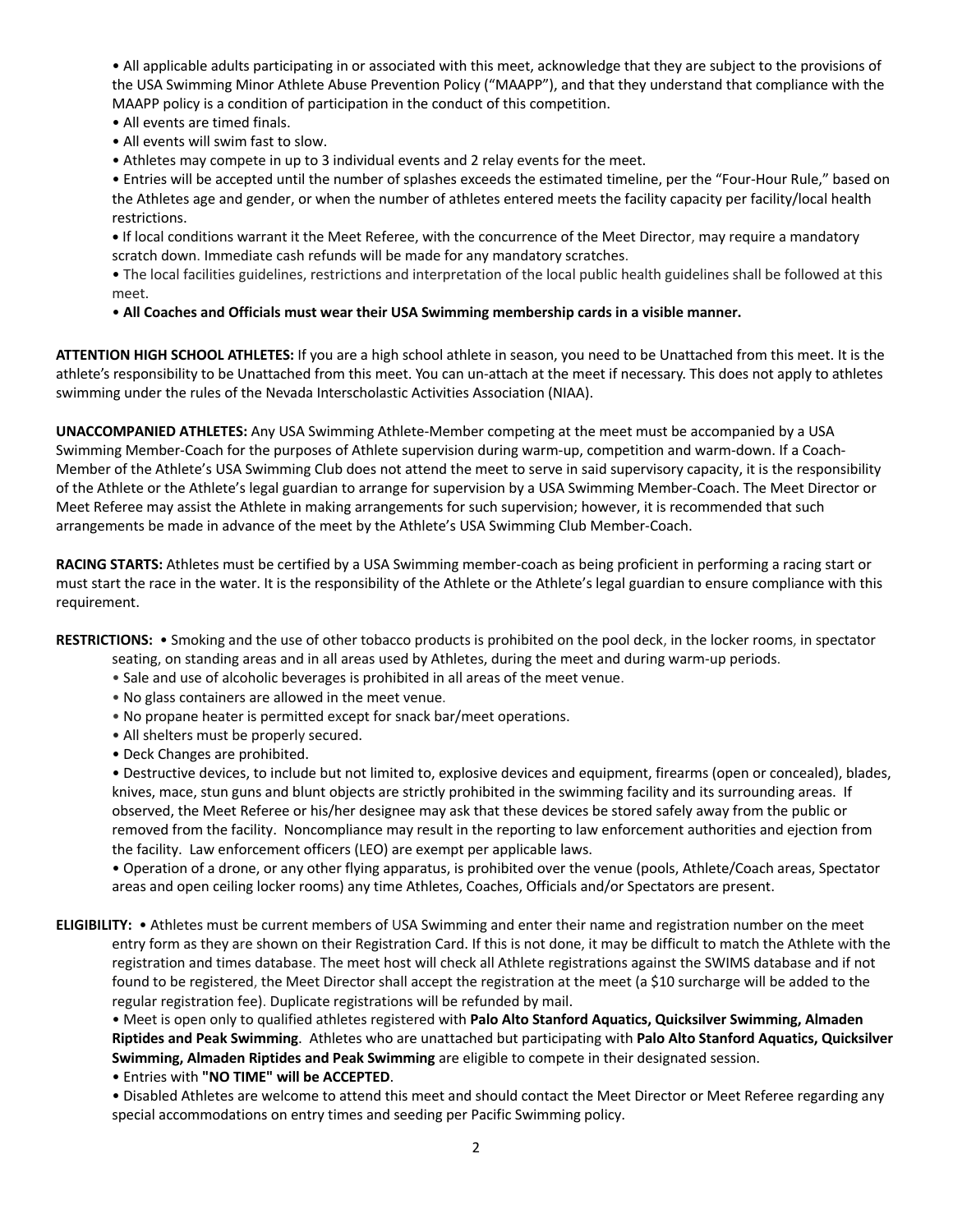- All applicable adults participating in or associated with this meet, acknowledge that they are subject to the provisions of the USA Swimming Minor Athlete Abuse Prevention Policy ("MAAPP"), and that they understand that compliance with the MAAPP policy is a condition of participation in the conduct of this competition.
- All events are timed finals.
- All events will swim fast to slow.
- Athletes may compete in up to 3 individual events and 2 relay events for the meet.
- Entries will be accepted until the number of splashes exceeds the estimated timeline, per the "Four-Hour Rule," based on the Athletes age and gender, or when the number of athletes entered meets the facility capacity per facility/local health restrictions.
- If local conditions warrant it the Meet Referee, with the concurrence of the Meet Director, may require a mandatory scratch down. Immediate cash refunds will be made for any mandatory scratches.
- The local facilities guidelines, restrictions and interpretation of the local public health guidelines shall be followed at this meet.
- **All Coaches and Officials must wear their USA Swimming membership cards in a visible manner.**

**ATTENTION HIGH SCHOOL ATHLETES:** If you are a high school athlete in season, you need to be Unattached from this meet. It is the athlete's responsibility to be Unattached from this meet. You can un-attach at the meet if necessary. This does not apply to athletes swimming under the rules of the Nevada Interscholastic Activities Association (NIAA).

**UNACCOMPANIED ATHLETES:** Any USA Swimming Athlete-Member competing at the meet must be accompanied by a USA Swimming Member-Coach for the purposes of Athlete supervision during warm-up, competition and warm-down. If a Coach-Member of the Athlete's USA Swimming Club does not attend the meet to serve in said supervisory capacity, it is the responsibility of the Athlete or the Athlete's legal guardian to arrange for supervision by a USA Swimming Member-Coach. The Meet Director or Meet Referee may assist the Athlete in making arrangements for such supervision; however, it is recommended that such arrangements be made in advance of the meet by the Athlete's USA Swimming Club Member-Coach.

**RACING STARTS:** Athletes must be certified by a USA Swimming member-coach as being proficient in performing a racing start or must start the race in the water. It is the responsibility of the Athlete or the Athlete's legal guardian to ensure compliance with this requirement.

**RESTRICTIONS:**
- Smoking and the use of other tobacco products is prohibited on the pool deck, in the locker rooms, in spectator seating, on standing areas and in all areas used by Athletes, during the meet and during warm-up periods.
- Sale and use of alcoholic beverages is prohibited in all areas of the meet venue.
- No glass containers are allowed in the meet venue.
- No propane heater is permitted except for snack bar/meet operations.
- All shelters must be properly secured.
- Deck Changes are prohibited.
- Destructive devices, to include but not limited to, explosive devices and equipment, firearms (open or concealed), blades, knives, mace, stun guns and blunt objects are strictly prohibited in the swimming facility and its surrounding areas. If observed, the Meet Referee or his/her designee may ask that these devices be stored safely away from the public or removed from the facility. Noncompliance may result in the reporting to law enforcement authorities and ejection from the facility. Law enforcement officers (LEO) are exempt per applicable laws.
- Operation of a drone, or any other flying apparatus, is prohibited over the venue (pools, Athlete/Coach areas, Spectator areas and open ceiling locker rooms) any time Athletes, Coaches, Officials and/or Spectators are present.

**ELIGIBILITY:**
- Athletes must be current members of USA Swimming and enter their name and registration number on the meet entry form as they are shown on their Registration Card. If this is not done, it may be difficult to match the Athlete with the registration and times database. The meet host will check all Athlete registrations against the SWIMS database and if not found to be registered, the Meet Director shall accept the registration at the meet (a $10 surcharge will be added to the regular registration fee). Duplicate registrations will be refunded by mail.
- Meet is open only to qualified athletes registered with **Palo Alto Stanford Aquatics, Quicksilver Swimming, Almaden Riptides and Peak Swimming**. Athletes who are unattached but participating with **Palo Alto Stanford Aquatics, Quicksilver Swimming, Almaden Riptides and Peak Swimming** are eligible to compete in their designated session.
- Entries with **"NO TIME" will be ACCEPTED**.
- Disabled Athletes are welcome to attend this meet and should contact the Meet Director or Meet Referee regarding any special accommodations on entry times and seeding per Pacific Swimming policy.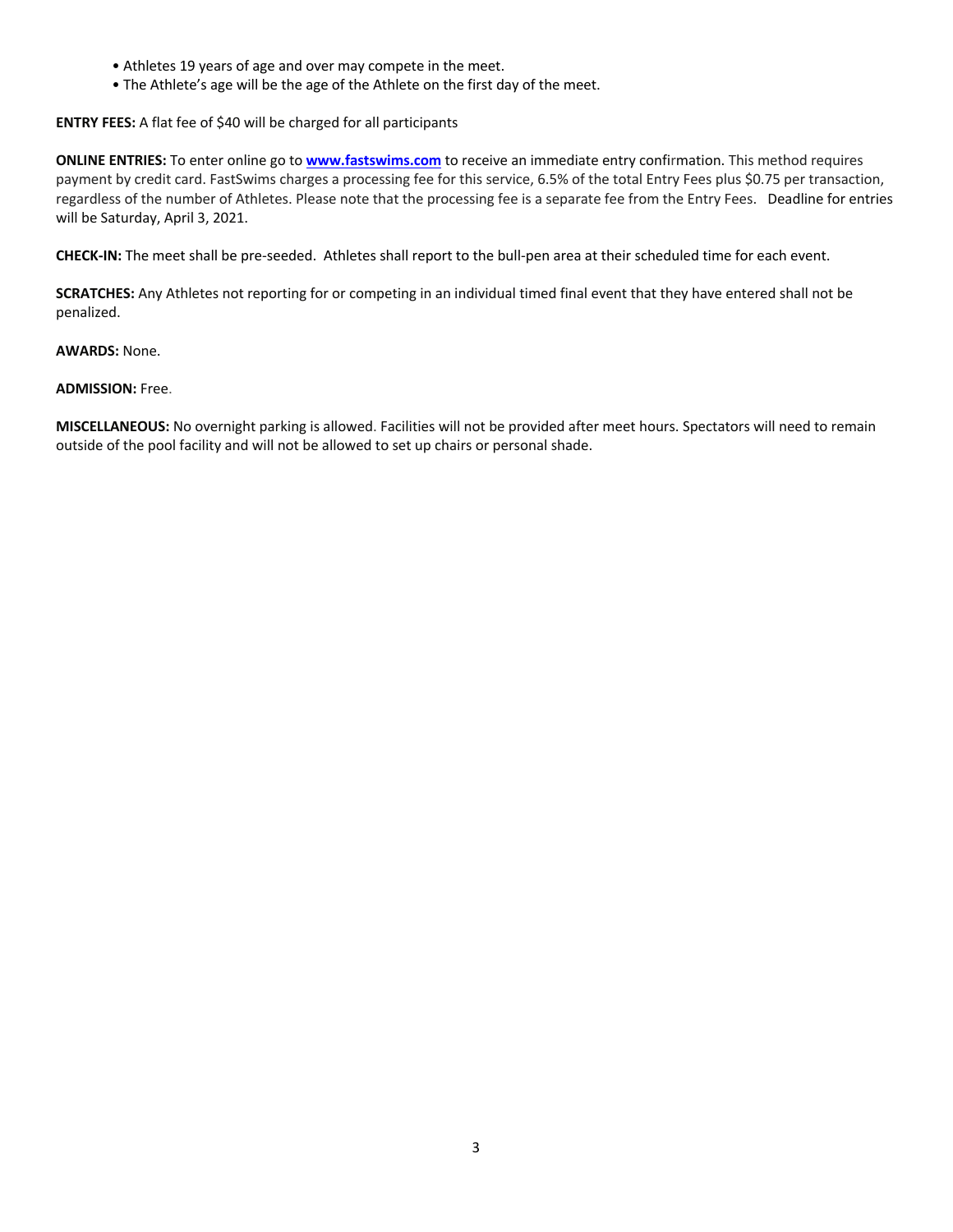- Athletes 19 years of age and over may compete in the meet.
- The Athlete's age will be the age of the Athlete on the first day of the meet.

**ENTRY FEES:** A flat fee of $40 will be charged for all participants

**ONLINE ENTRIES:** To enter online go to **www.fastswims.com** to receive an immediate entry confirmation. This method requires payment by credit card. FastSwims charges a processing fee for this service, 6.5% of the total Entry Fees plus $0.75 per transaction, regardless of the number of Athletes. Please note that the processing fee is a separate fee from the Entry Fees. Deadline for entries will be Saturday, April 3, 2021.

**CHECK-IN:** The meet shall be pre-seeded. Athletes shall report to the bull-pen area at their scheduled time for each event.

**SCRATCHES:** Any Athletes not reporting for or competing in an individual timed final event that they have entered shall not be penalized.

**AWARDS:** None.

**ADMISSION:** Free.

**MISCELLANEOUS:** No overnight parking is allowed. Facilities will not be provided after meet hours. Spectators will need to remain outside of the pool facility and will not be allowed to set up chairs or personal shade.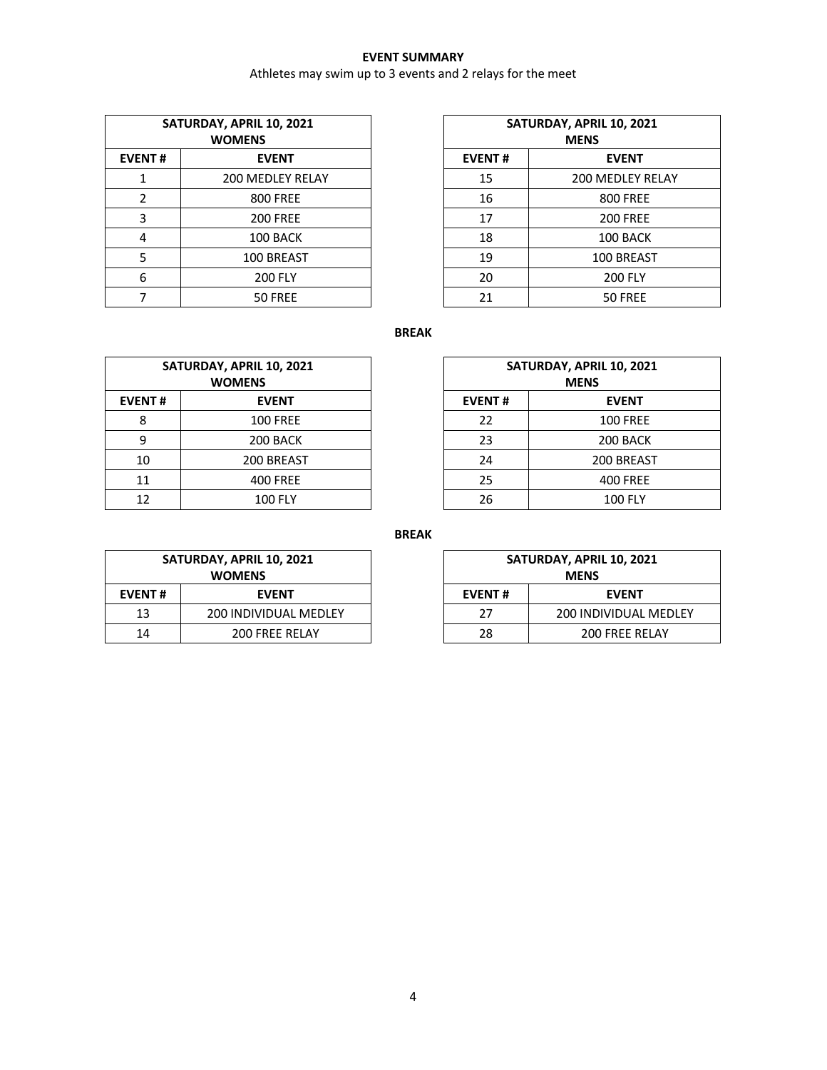**EVENT SUMMARY**

Athletes may swim up to 3 events and 2 relays for the meet

| SATURDAY, APRIL 10, 2021 WOMENS | |
|---|---|
| **EVENT #** | **EVENT** |
| 1 | 200 MEDLEY RELAY |
| 2 | 800 FREE |
| 3 | 200 FREE |
| 4 | 100 BACK |
| 5 | 100 BREAST |
| 6 | 200 FLY |
| 7 | 50 FREE |

| SATURDAY, APRIL 10, 2021 MENS | |
|---|---|
| **EVENT #** | **EVENT** |
| 15 | 200 MEDLEY RELAY |
| 16 | 800 FREE |
| 17 | 200 FREE |
| 18 | 100 BACK |
| 19 | 100 BREAST |
| 20 | 200 FLY |
| 21 | 50 FREE |

**BREAK**

| SATURDAY, APRIL 10, 2021 WOMENS | |
|---|---|
| **EVENT #** | **EVENT** |
| 8 | 100 FREE |
| 9 | 200 BACK |
| 10 | 200 BREAST |
| 11 | 400 FREE |
| 12 | 100 FLY |

| SATURDAY, APRIL 10, 2021 MENS | |
|---|---|
| **EVENT #** | **EVENT** |
| 22 | 100 FREE |
| 23 | 200 BACK |
| 24 | 200 BREAST |
| 25 | 400 FREE |
| 26 | 100 FLY |

**BREAK**

| SATURDAY, APRIL 10, 2021 WOMENS | |
|---|---|
| **EVENT #** | **EVENT** |
| 13 | 200 INDIVIDUAL MEDLEY |
| 14 | 200 FREE RELAY |

| SATURDAY, APRIL 10, 2021 MENS | |
|---|---|
| **EVENT #** | **EVENT** |
| 27 | 200 INDIVIDUAL MEDLEY |
| 28 | 200 FREE RELAY |